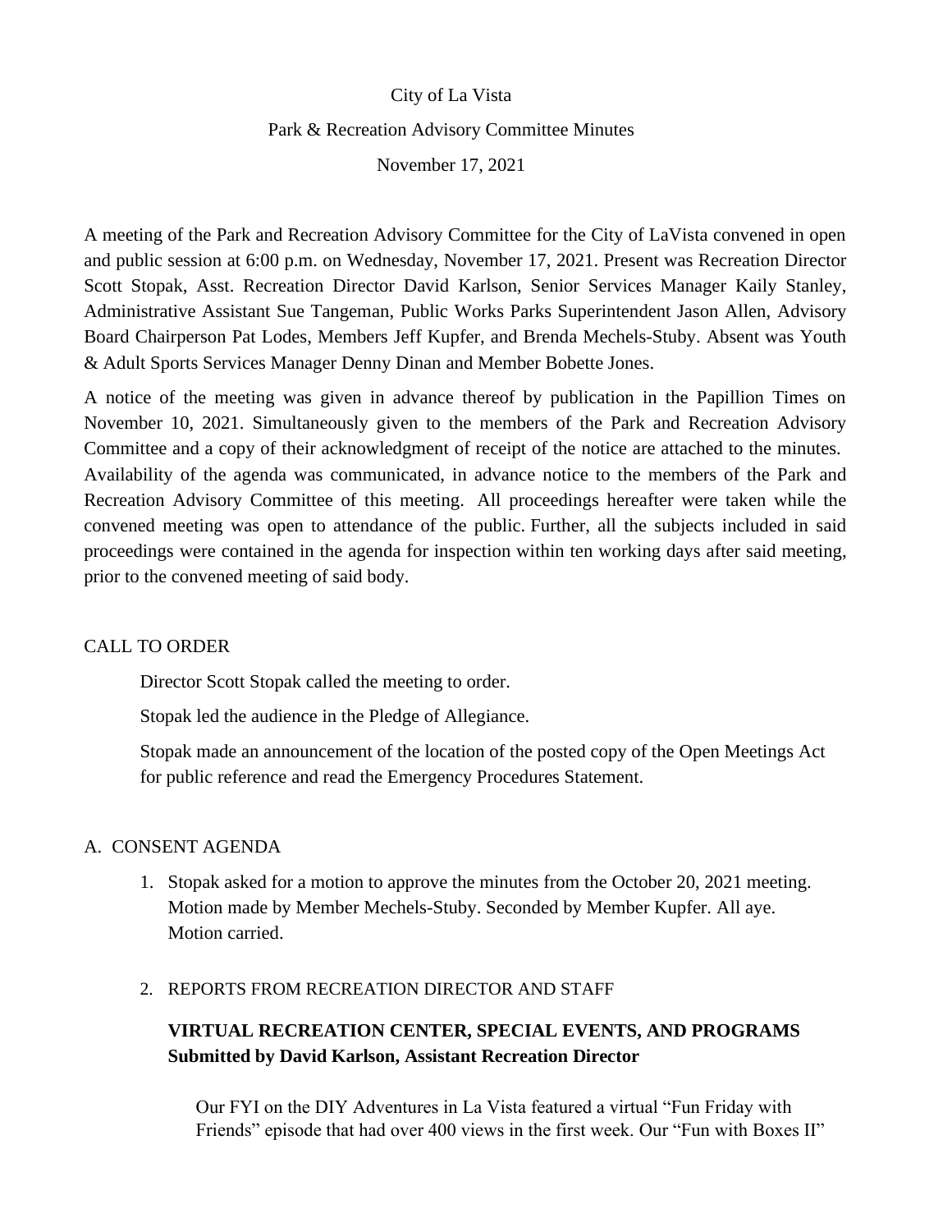City of La Vista

Park & Recreation Advisory Committee Minutes

November 17, 2021

A meeting of the Park and Recreation Advisory Committee for the City of LaVista convened in open and public session at 6:00 p.m. on Wednesday, November 17, 2021. Present was Recreation Director Scott Stopak, Asst. Recreation Director David Karlson, Senior Services Manager Kaily Stanley, Administrative Assistant Sue Tangeman, Public Works Parks Superintendent Jason Allen, Advisory Board Chairperson Pat Lodes, Members Jeff Kupfer, and Brenda Mechels-Stuby. Absent was Youth & Adult Sports Services Manager Denny Dinan and Member Bobette Jones.

A notice of the meeting was given in advance thereof by publication in the Papillion Times on November 10, 2021. Simultaneously given to the members of the Park and Recreation Advisory Committee and a copy of their acknowledgment of receipt of the notice are attached to the minutes. Availability of the agenda was communicated, in advance notice to the members of the Park and Recreation Advisory Committee of this meeting. All proceedings hereafter were taken while the convened meeting was open to attendance of the public. Further, all the subjects included in said proceedings were contained in the agenda for inspection within ten working days after said meeting, prior to the convened meeting of said body.

CALL TO ORDER

Director Scott Stopak called the meeting to order.

Stopak led the audience in the Pledge of Allegiance.

Stopak made an announcement of the location of the posted copy of the Open Meetings Act for public reference and read the Emergency Procedures Statement.

A. CONSENT AGENDA

1. Stopak asked for a motion to approve the minutes from the October 20, 2021 meeting. Motion made by Member Mechels-Stuby. Seconded by Member Kupfer. All aye. Motion carried.

2. REPORTS FROM RECREATION DIRECTOR AND STAFF

**VIRTUAL RECREATION CENTER, SPECIAL EVENTS, AND PROGRAMS**
**Submitted by David Karlson, Assistant Recreation Director**

Our FYI on the DIY Adventures in La Vista featured a virtual "Fun Friday with Friends" episode that had over 400 views in the first week. Our "Fun with Boxes II"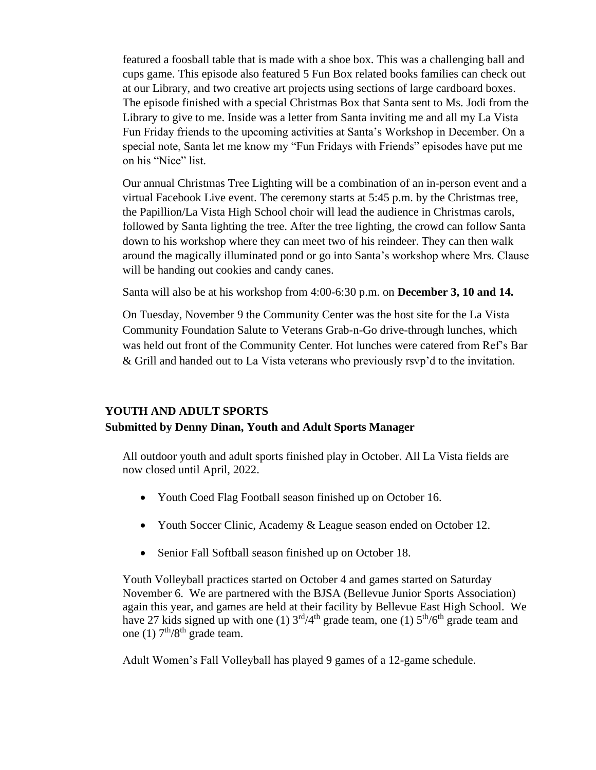featured a foosball table that is made with a shoe box. This was a challenging ball and cups game. This episode also featured 5 Fun Box related books families can check out at our Library, and two creative art projects using sections of large cardboard boxes. The episode finished with a special Christmas Box that Santa sent to Ms. Jodi from the Library to give to me. Inside was a letter from Santa inviting me and all my La Vista Fun Friday friends to the upcoming activities at Santa's Workshop in December. On a special note, Santa let me know my "Fun Fridays with Friends" episodes have put me on his "Nice" list.

Our annual Christmas Tree Lighting will be a combination of an in-person event and a virtual Facebook Live event. The ceremony starts at 5:45 p.m. by the Christmas tree, the Papillion/La Vista High School choir will lead the audience in Christmas carols, followed by Santa lighting the tree. After the tree lighting, the crowd can follow Santa down to his workshop where they can meet two of his reindeer. They can then walk around the magically illuminated pond or go into Santa's workshop where Mrs. Clause will be handing out cookies and candy canes.

Santa will also be at his workshop from 4:00-6:30 p.m. on **December 3, 10 and 14.**

On Tuesday, November 9 the Community Center was the host site for the La Vista Community Foundation Salute to Veterans Grab-n-Go drive-through lunches, which was held out front of the Community Center. Hot lunches were catered from Ref's Bar & Grill and handed out to La Vista veterans who previously rsvp'd to the invitation.

## YOUTH AND ADULT SPORTS

**Submitted by Denny Dinan, Youth and Adult Sports Manager**

All outdoor youth and adult sports finished play in October. All La Vista fields are now closed until April, 2022.

- Youth Coed Flag Football season finished up on October 16.
- Youth Soccer Clinic, Academy & League season ended on October 12.
- Senior Fall Softball season finished up on October 18.

Youth Volleyball practices started on October 4 and games started on Saturday November 6. We are partnered with the BJSA (Bellevue Junior Sports Association) again this year, and games are held at their facility by Bellevue East High School. We have 27 kids signed up with one (1) 3rd/4th grade team, one (1) 5th/6th grade team and one (1) 7th/8th grade team.

Adult Women's Fall Volleyball has played 9 games of a 12-game schedule.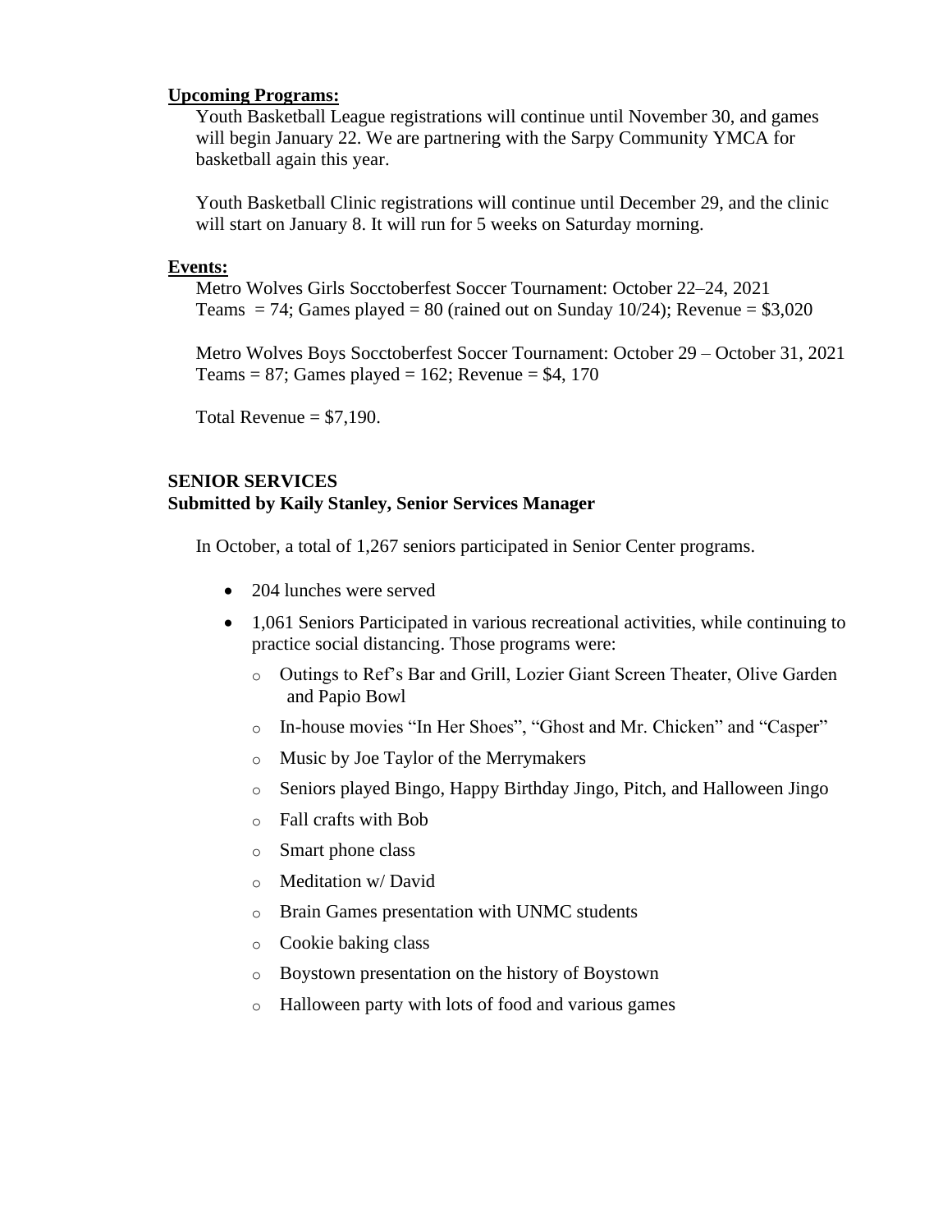**Upcoming Programs:**

Youth Basketball League registrations will continue until November 30, and games will begin January 22. We are partnering with the Sarpy Community YMCA for basketball again this year.

Youth Basketball Clinic registrations will continue until December 29, and the clinic will start on January 8. It will run for 5 weeks on Saturday morning.

**Events:**

Metro Wolves Girls Socctoberfest Soccer Tournament: October 22–24, 2021
Teams = 74; Games played = 80 (rained out on Sunday 10/24); Revenue = $3,020

Metro Wolves Boys Socctoberfest Soccer Tournament: October 29 – October 31, 2021
Teams = 87; Games played = 162; Revenue = $4, 170

Total Revenue = $7,190.

**SENIOR SERVICES**
**Submitted by Kaily Stanley, Senior Services Manager**

In October, a total of 1,267 seniors participated in Senior Center programs.

- 204 lunches were served
- 1,061 Seniors Participated in various recreational activities, while continuing to practice social distancing. Those programs were:
  - Outings to Ref's Bar and Grill, Lozier Giant Screen Theater, Olive Garden and Papio Bowl
  - In-house movies "In Her Shoes", "Ghost and Mr. Chicken" and "Casper"
  - Music by Joe Taylor of the Merrymakers
  - Seniors played Bingo, Happy Birthday Jingo, Pitch, and Halloween Jingo
  - Fall crafts with Bob
  - Smart phone class
  - Meditation w/ David
  - Brain Games presentation with UNMC students
  - Cookie baking class
  - Boystown presentation on the history of Boystown
  - Halloween party with lots of food and various games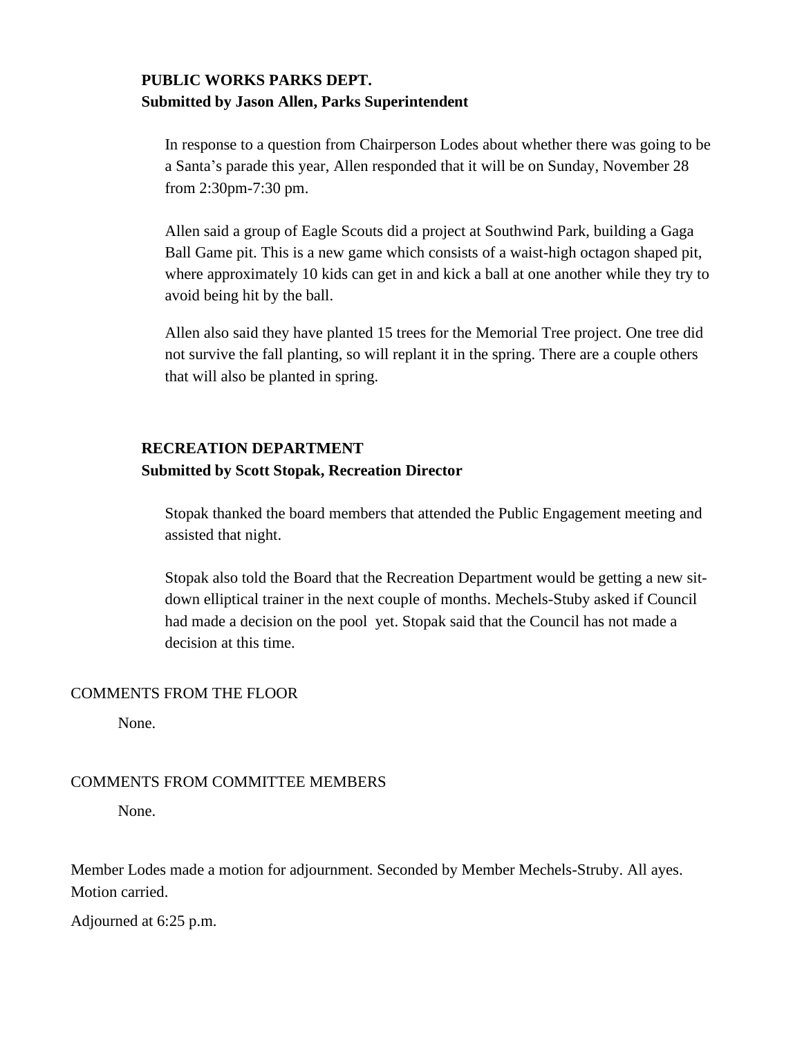**PUBLIC WORKS PARKS DEPT.**
**Submitted by Jason Allen, Parks Superintendent**

In response to a question from Chairperson Lodes about whether there was going to be a Santa's parade this year, Allen responded that it will be on Sunday, November 28 from 2:30pm-7:30 pm.

Allen said a group of Eagle Scouts did a project at Southwind Park, building a Gaga Ball Game pit. This is a new game which consists of a waist-high octagon shaped pit, where approximately 10 kids can get in and kick a ball at one another while they try to avoid being hit by the ball.

Allen also said they have planted 15 trees for the Memorial Tree project. One tree did not survive the fall planting, so will replant it in the spring. There are a couple others that will also be planted in spring.

**RECREATION DEPARTMENT**
**Submitted by Scott Stopak, Recreation Director**

Stopak thanked the board members that attended the Public Engagement meeting and assisted that night.

Stopak also told the Board that the Recreation Department would be getting a new sit-down elliptical trainer in the next couple of months. Mechels-Stuby asked if Council had made a decision on the pool yet. Stopak said that the Council has not made a decision at this time.

COMMENTS FROM THE FLOOR

None.

COMMENTS FROM COMMITTEE MEMBERS

None.

Member Lodes made a motion for adjournment. Seconded by Member Mechels-Struby. All ayes. Motion carried.

Adjourned at 6:25 p.m.